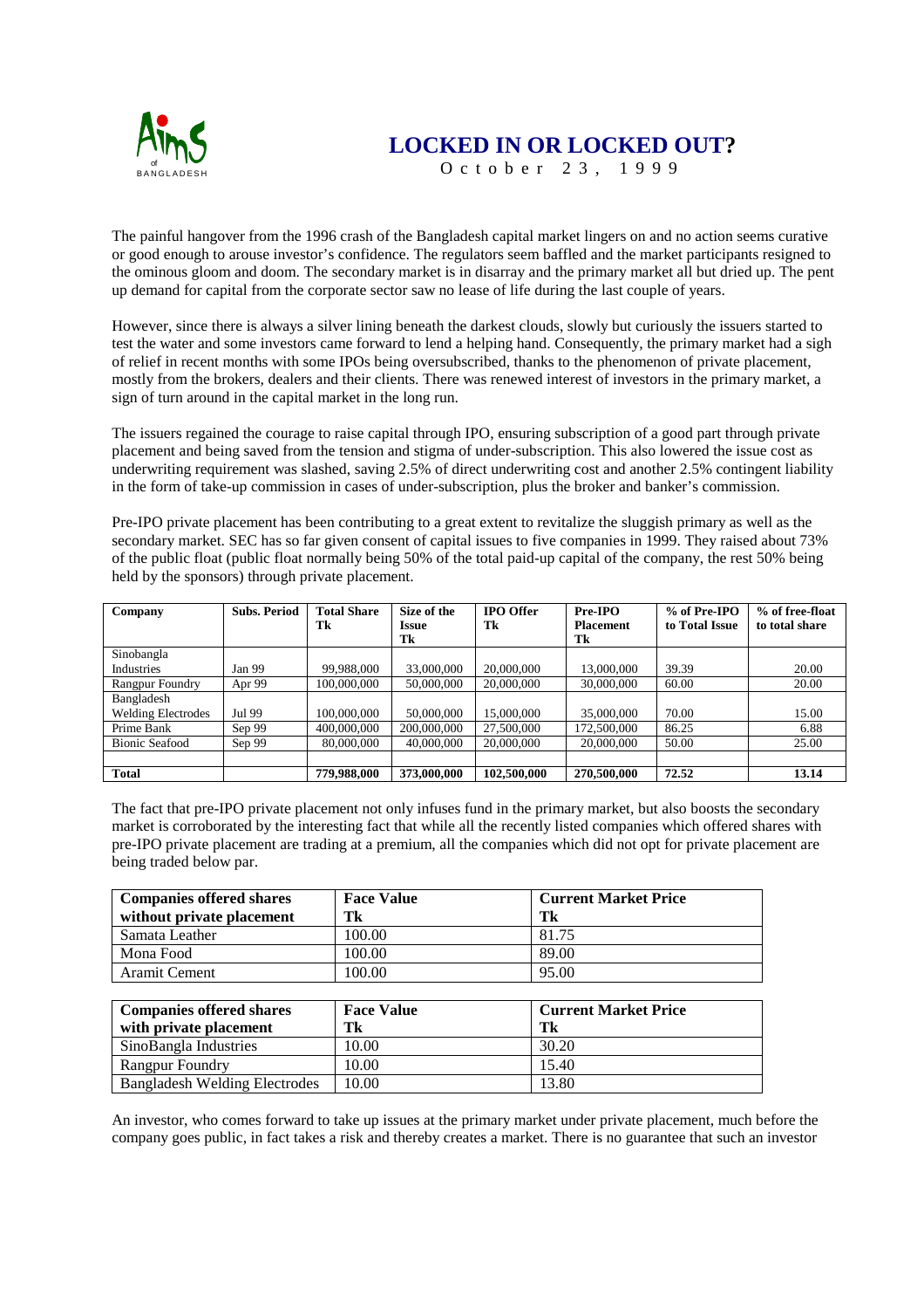# LOCKED IN OR LOCKED OUT?

October 23, 1999

The painful hangover from the 1996 crash of the Bangladesh capital market lingers on and no action seems curative or good enough to arouse investor's confidence. The regulators seem baffled and the market participants resigned to the ominous gloom and doom. The secondary market is in disarray and the primary market all but dried up. The pent up demand for capital from the corporate sector saw no lease of life during the last couple of years.

However, since there is always a silver lining beneath the darkest clouds, slowly but curiously the issuers started to test the water and some investors came forward to lend a helping hand. Consequently, the primary market had a sigh of relief in recent months with some IPOs being oversubscribed, thanks to the phenomenon of private placement, mostly from the brokers, dealers and their clients. There was renewed interest of investors in the primary market, a sign of turn around in the capital market in the long run.

The issuers regained the courage to raise capital through IPO, ensuring subscription of a good part through private placement and being saved from the tension and stigma of under-subscription. This also lowered the issue cost as underwriting requirement was slashed, saving 2.5% of direct underwriting cost and another 2.5% contingent liability in the form of take-up commission in cases of under-subscription, plus the broker and banker's commission.

Pre-IPO private placement has been contributing to a great extent to revitalize the sluggish primary as well as the secondary market. SEC has so far given consent of capital issues to five companies in 1999. They raised about 73% of the public float (public float normally being 50% of the total paid-up capital of the company, the rest 50% being held by the sponsors) through private placement.

| Company | Subs. Period | Total Share Tk | Size of the Issue Tk | IPO Offer Tk | Pre-IPO Placement Tk | % of Pre-IPO to Total Issue | % of free-float to total share |
|---|---|---|---|---|---|---|---|
| Sinobangla Industries | Jan 99 | 99,988,000 | 33,000,000 | 20,000,000 | 13,000,000 | 39.39 | 20.00 |
| Rangpur Foundry | Apr 99 | 100,000,000 | 50,000,000 | 20,000,000 | 30,000,000 | 60.00 | 20.00 |
| Bangladesh Welding Electrodes | Jul 99 | 100,000,000 | 50,000,000 | 15,000,000 | 35,000,000 | 70.00 | 15.00 |
| Prime Bank | Sep 99 | 400,000,000 | 200,000,000 | 27,500,000 | 172,500,000 | 86.25 | 6.88 |
| Bionic Seafood | Sep 99 | 80,000,000 | 40,000,000 | 20,000,000 | 20,000,000 | 50.00 | 25.00 |
| | | | | | | | |
| **Total** | | **779,988,000** | **373,000,000** | **102,500,000** | **270,500,000** | **72.52** | **13.14** |

The fact that pre-IPO private placement not only infuses fund in the primary market, but also boosts the secondary market is corroborated by the interesting fact that while all the recently listed companies which offered shares with pre-IPO private placement are trading at a premium, all the companies which did not opt for private placement are being traded below par.

| Companies offered shares without private placement | Face Value Tk | Current Market Price Tk |
|---|---|---|
| Samata Leather | 100.00 | 81.75 |
| Mona Food | 100.00 | 89.00 |
| Aramit Cement | 100.00 | 95.00 |

| Companies offered shares with private placement | Face Value Tk | Current Market Price Tk |
|---|---|---|
| SinoBangla Industries | 10.00 | 30.20 |
| Rangpur Foundry | 10.00 | 15.40 |
| Bangladesh Welding Electrodes | 10.00 | 13.80 |

An investor, who comes forward to take up issues at the primary market under private placement, much before the company goes public, in fact takes a risk and thereby creates a market. There is no guarantee that such an investor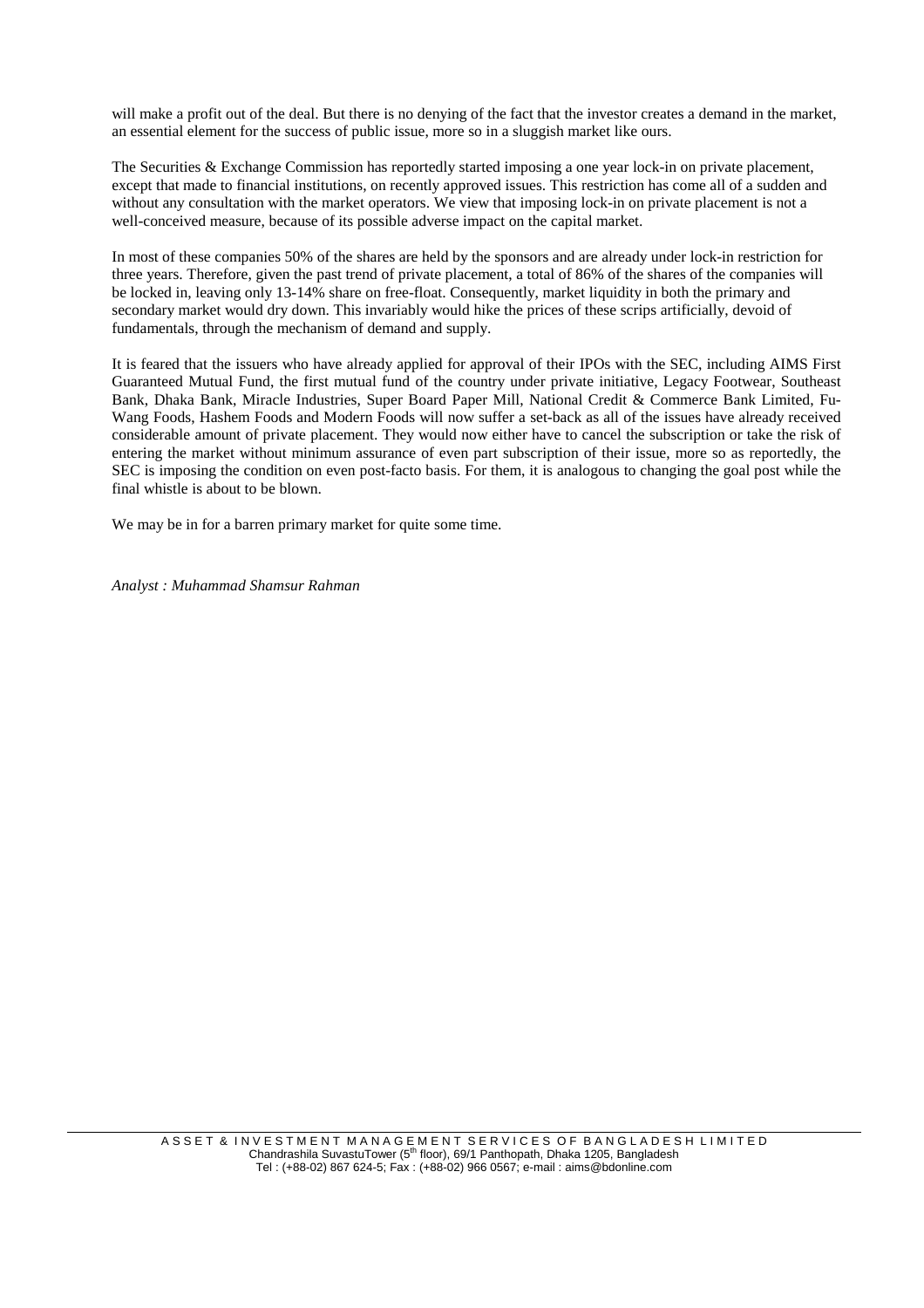will make a profit out of the deal. But there is no denying of the fact that the investor creates a demand in the market, an essential element for the success of public issue, more so in a sluggish market like ours.

The Securities & Exchange Commission has reportedly started imposing a one year lock-in on private placement, except that made to financial institutions, on recently approved issues. This restriction has come all of a sudden and without any consultation with the market operators. We view that imposing lock-in on private placement is not a well-conceived measure, because of its possible adverse impact on the capital market.

In most of these companies 50% of the shares are held by the sponsors and are already under lock-in restriction for three years. Therefore, given the past trend of private placement, a total of 86% of the shares of the companies will be locked in, leaving only 13-14% share on free-float. Consequently, market liquidity in both the primary and secondary market would dry down. This invariably would hike the prices of these scrips artificially, devoid of fundamentals, through the mechanism of demand and supply.

It is feared that the issuers who have already applied for approval of their IPOs with the SEC, including AIMS First Guaranteed Mutual Fund, the first mutual fund of the country under private initiative, Legacy Footwear, Southeast Bank, Dhaka Bank, Miracle Industries, Super Board Paper Mill, National Credit & Commerce Bank Limited, Fu-Wang Foods, Hashem Foods and Modern Foods will now suffer a set-back as all of the issues have already received considerable amount of private placement. They would now either have to cancel the subscription or take the risk of entering the market without minimum assurance of even part subscription of their issue, more so as reportedly, the SEC is imposing the condition on even post-facto basis. For them, it is analogous to changing the goal post while the final whistle is about to be blown.

We may be in for a barren primary market for quite some time.

*Analyst : Muhammad Shamsur Rahman*

ASSET & INVESTMENT MANAGEMENT SERVICES OF BANGLADESH LIMITED
Chandrashila SuvastuTower (5th floor), 69/1 Panthopath, Dhaka 1205, Bangladesh
Tel : (+88-02) 867 624-5; Fax : (+88-02) 966 0567; e-mail : aims@bdonline.com